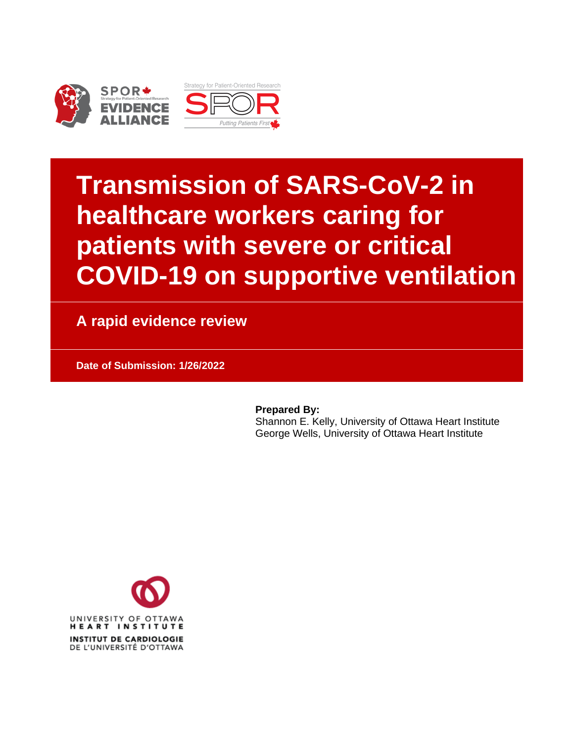# Transmission of SARS-CoV-2 in healthcare workers caring for patients with severe or critical COVID-19 on supportive ventilation

## A rapid evidence review

**Date of Submission: 1/26/2022**

**Prepared By:**
Shannon E. Kelly, University of Ottawa Heart Institute
George Wells, University of Ottawa Heart Institute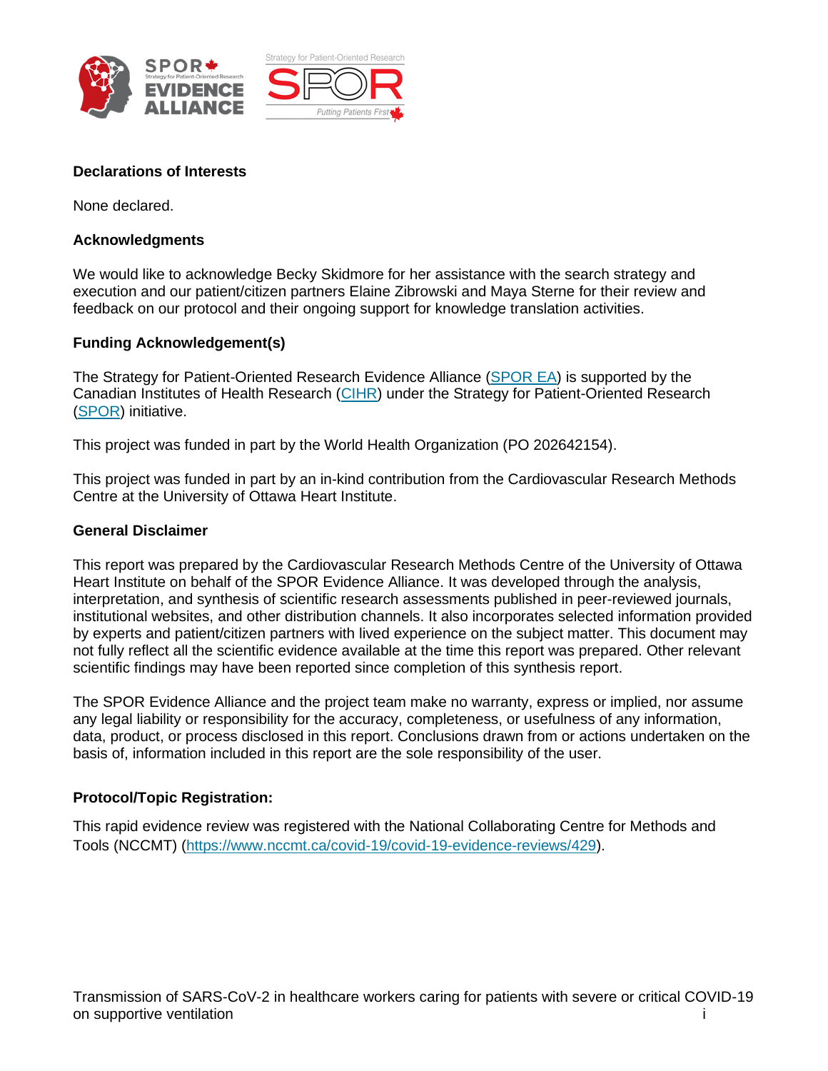**Declarations of Interests**

None declared.

**Acknowledgments**

We would like to acknowledge Becky Skidmore for her assistance with the search strategy and execution and our patient/citizen partners Elaine Zibrowski and Maya Sterne for their review and feedback on our protocol and their ongoing support for knowledge translation activities.

**Funding Acknowledgement(s)**

The Strategy for Patient-Oriented Research Evidence Alliance (SPOR EA) is supported by the Canadian Institutes of Health Research (CIHR) under the Strategy for Patient-Oriented Research (SPOR) initiative.

This project was funded in part by the World Health Organization (PO 202642154).

This project was funded in part by an in-kind contribution from the Cardiovascular Research Methods Centre at the University of Ottawa Heart Institute.

**General Disclaimer**

This report was prepared by the Cardiovascular Research Methods Centre of the University of Ottawa Heart Institute on behalf of the SPOR Evidence Alliance. It was developed through the analysis, interpretation, and synthesis of scientific research assessments published in peer-reviewed journals, institutional websites, and other distribution channels. It also incorporates selected information provided by experts and patient/citizen partners with lived experience on the subject matter. This document may not fully reflect all the scientific evidence available at the time this report was prepared. Other relevant scientific findings may have been reported since completion of this synthesis report.

The SPOR Evidence Alliance and the project team make no warranty, express or implied, nor assume any legal liability or responsibility for the accuracy, completeness, or usefulness of any information, data, product, or process disclosed in this report. Conclusions drawn from or actions undertaken on the basis of, information included in this report are the sole responsibility of the user.

**Protocol/Topic Registration:**

This rapid evidence review was registered with the National Collaborating Centre for Methods and Tools (NCCMT) (https://www.nccmt.ca/covid-19/covid-19-evidence-reviews/429).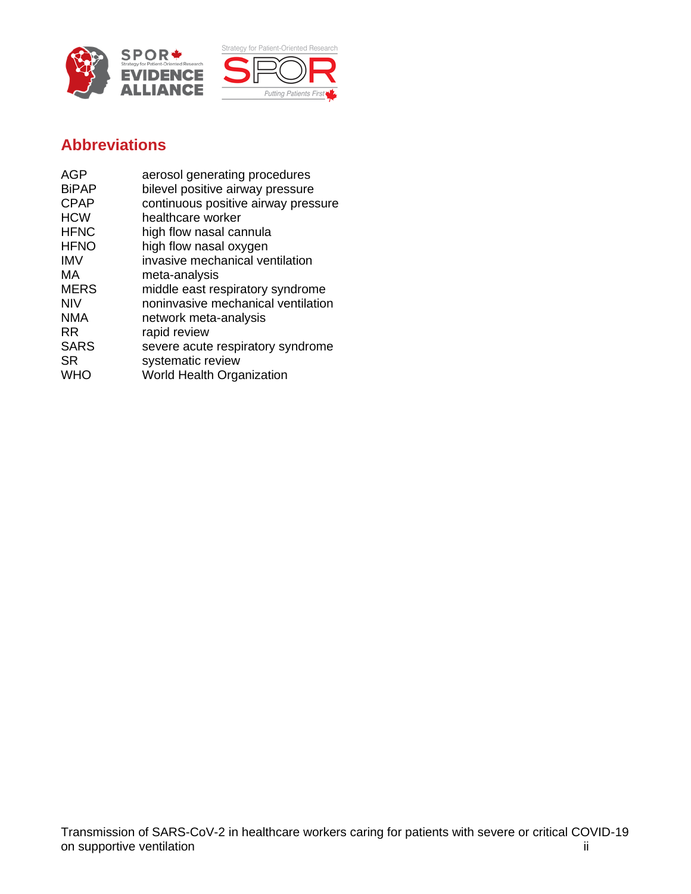## Abbreviations

| | |
|---|---|
| AGP | aerosol generating procedures |
| BiPAP | bilevel positive airway pressure |
| CPAP | continuous positive airway pressure |
| HCW | healthcare worker |
| HFNC | high flow nasal cannula |
| HFNO | high flow nasal oxygen |
| IMV | invasive mechanical ventilation |
| MA | meta-analysis |
| MERS | middle east respiratory syndrome |
| NIV | noninvasive mechanical ventilation |
| NMA | network meta-analysis |
| RR | rapid review |
| SARS | severe acute respiratory syndrome |
| SR | systematic review |
| WHO | World Health Organization |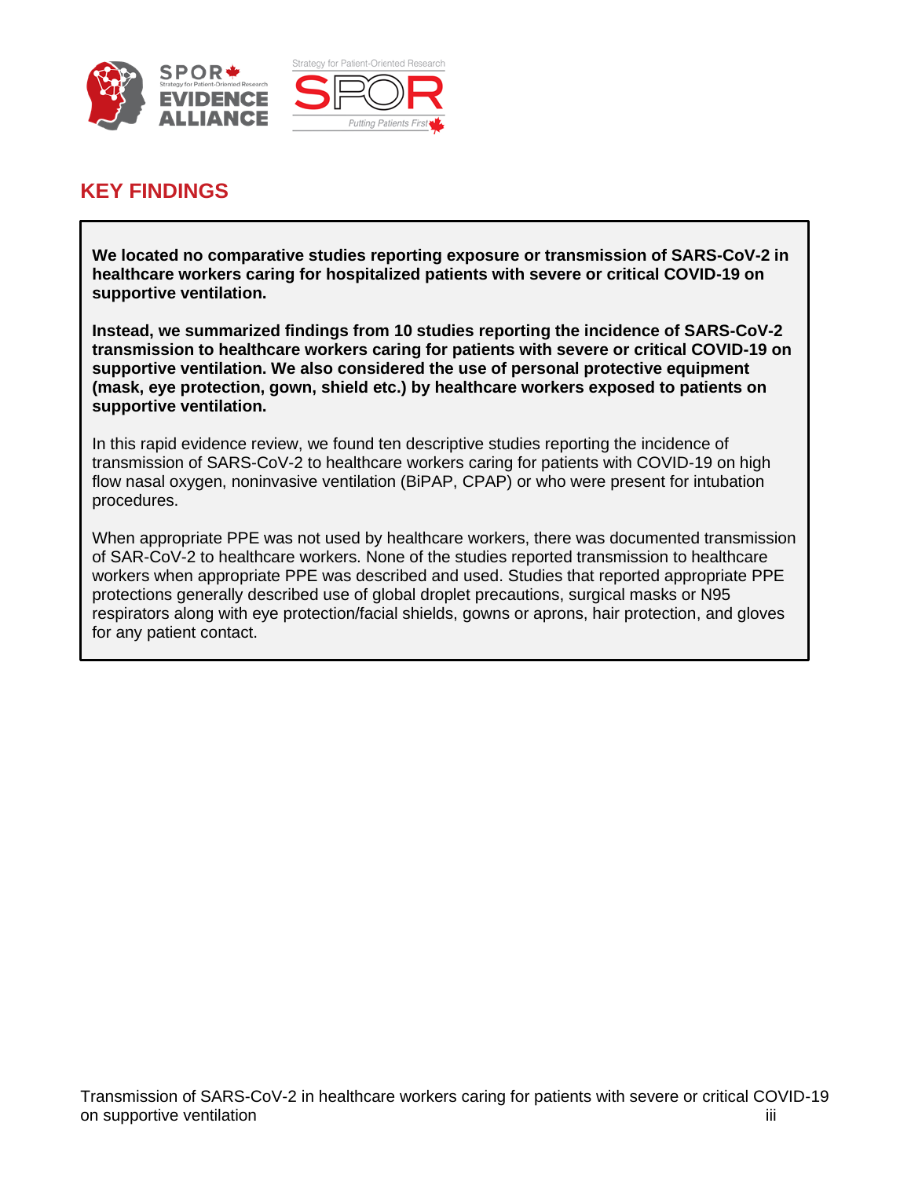## KEY FINDINGS

**We located no comparative studies reporting exposure or transmission of SARS-CoV-2 in healthcare workers caring for hospitalized patients with severe or critical COVID-19 on supportive ventilation.**

**Instead, we summarized findings from 10 studies reporting the incidence of SARS-CoV-2 transmission to healthcare workers caring for patients with severe or critical COVID-19 on supportive ventilation. We also considered the use of personal protective equipment (mask, eye protection, gown, shield etc.) by healthcare workers exposed to patients on supportive ventilation.**

In this rapid evidence review, we found ten descriptive studies reporting the incidence of transmission of SARS-CoV-2 to healthcare workers caring for patients with COVID-19 on high flow nasal oxygen, noninvasive ventilation (BiPAP, CPAP) or who were present for intubation procedures.

When appropriate PPE was not used by healthcare workers, there was documented transmission of SAR-CoV-2 to healthcare workers. None of the studies reported transmission to healthcare workers when appropriate PPE was described and used. Studies that reported appropriate PPE protections generally described use of global droplet precautions, surgical masks or N95 respirators along with eye protection/facial shields, gowns or aprons, hair protection, and gloves for any patient contact.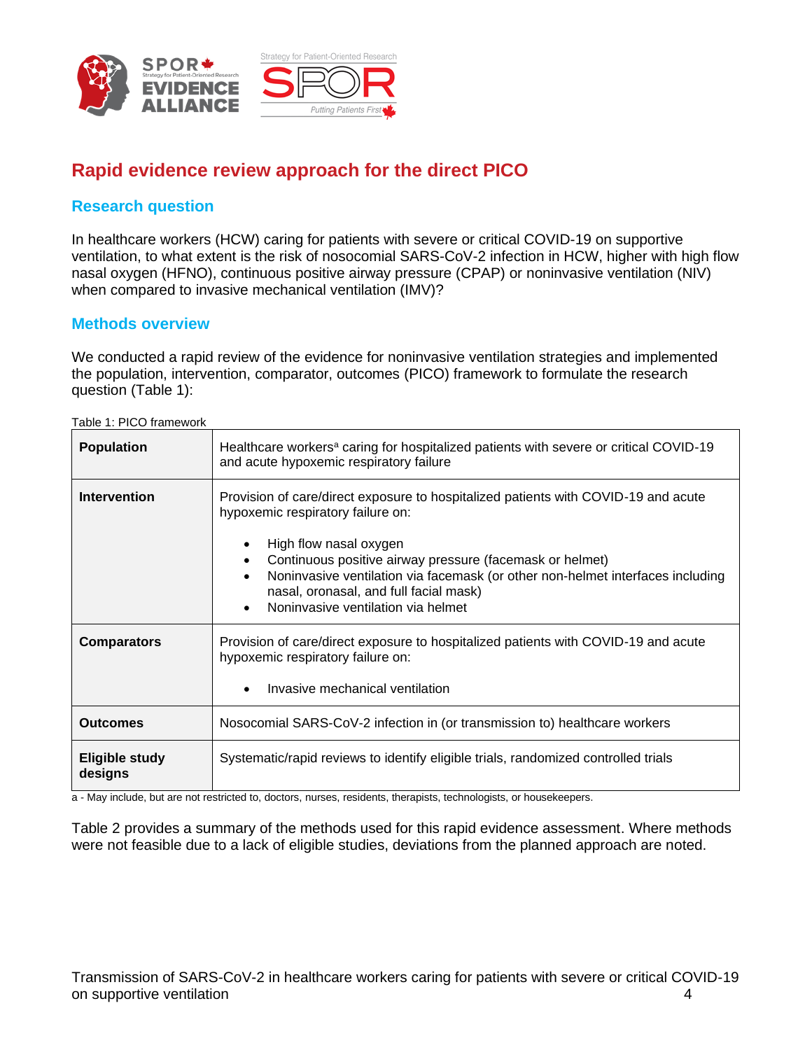## Rapid evidence review approach for the direct PICO

### Research question

In healthcare workers (HCW) caring for patients with severe or critical COVID-19 on supportive ventilation, to what extent is the risk of nosocomial SARS-CoV-2 infection in HCW, higher with high flow nasal oxygen (HFNO), continuous positive airway pressure (CPAP) or noninvasive ventilation (NIV) when compared to invasive mechanical ventilation (IMV)?

### Methods overview

We conducted a rapid review of the evidence for noninvasive ventilation strategies and implemented the population, intervention, comparator, outcomes (PICO) framework to formulate the research question (Table 1):

Table 1: PICO framework

| | |
|---|---|
| **Population** | Healthcare workers[a] caring for hospitalized patients with severe or critical COVID-19 and acute hypoxemic respiratory failure |
| **Intervention** | Provision of care/direct exposure to hospitalized patients with COVID-19 and acute hypoxemic respiratory failure on:<br>• High flow nasal oxygen<br>• Continuous positive airway pressure (facemask or helmet)<br>• Noninvasive ventilation via facemask (or other non-helmet interfaces including nasal, oronasal, and full facial mask)<br>• Noninvasive ventilation via helmet |
| **Comparators** | Provision of care/direct exposure to hospitalized patients with COVID-19 and acute hypoxemic respiratory failure on:<br>• Invasive mechanical ventilation |
| **Outcomes** | Nosocomial SARS-CoV-2 infection in (or transmission to) healthcare workers |
| **Eligible study designs** | Systematic/rapid reviews to identify eligible trials, randomized controlled trials |

a - May include, but are not restricted to, doctors, nurses, residents, therapists, technologists, or housekeepers.

Table 2 provides a summary of the methods used for this rapid evidence assessment. Where methods were not feasible due to a lack of eligible studies, deviations from the planned approach are noted.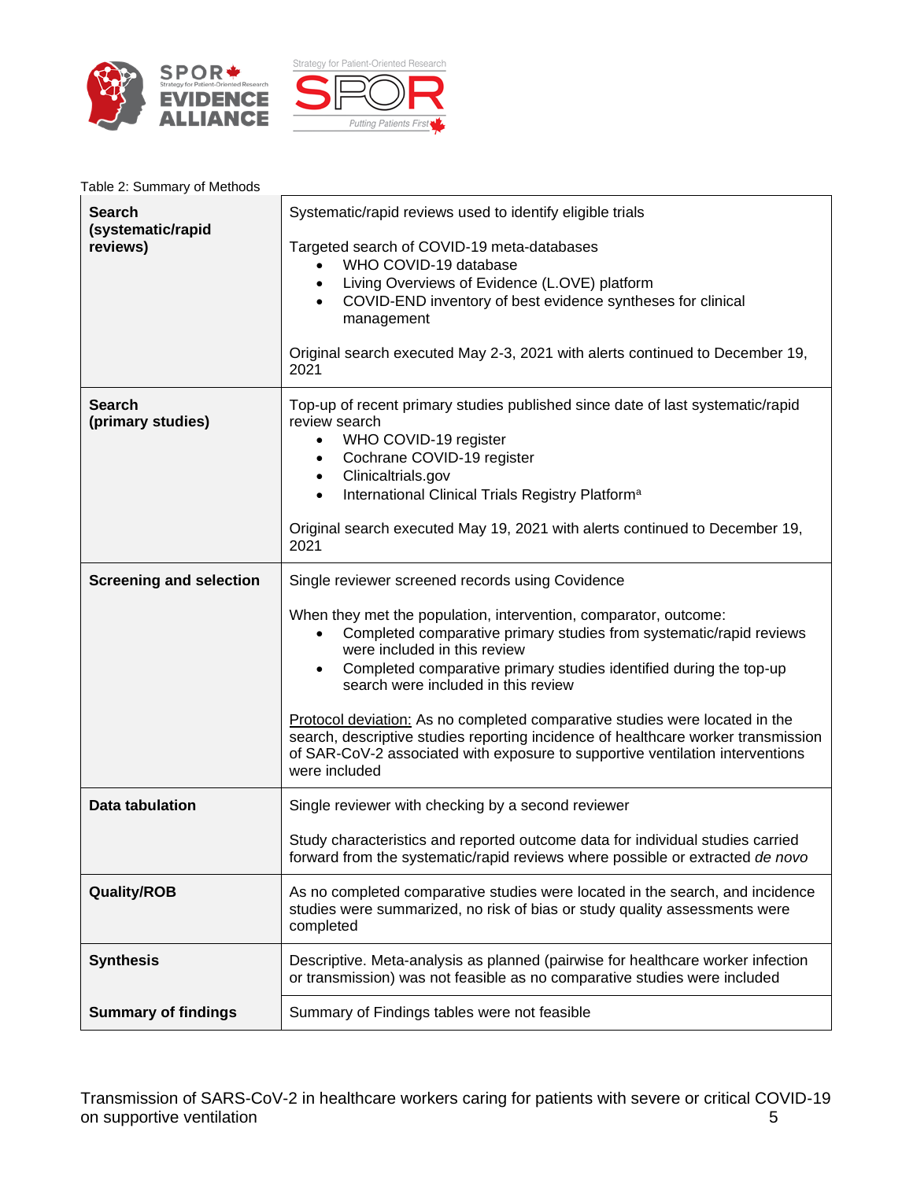Table 2: Summary of Methods

| | |
|---|---|
| **Search (systematic/rapid reviews)** | Systematic/rapid reviews used to identify eligible trials<br><br>Targeted search of COVID-19 meta-databases<br>• WHO COVID-19 database<br>• Living Overviews of Evidence (L.OVE) platform<br>• COVID-END inventory of best evidence syntheses for clinical management<br><br>Original search executed May 2-3, 2021 with alerts continued to December 19, 2021 |
| **Search (primary studies)** | Top-up of recent primary studies published since date of last systematic/rapid review search<br>• WHO COVID-19 register<br>• Cochrane COVID-19 register<br>• Clinicaltrials.gov<br>• International Clinical Trials Registry Platform[a]<br><br>Original search executed May 19, 2021 with alerts continued to December 19, 2021 |
| **Screening and selection** | Single reviewer screened records using Covidence<br><br>When they met the population, intervention, comparator, outcome:<br>• Completed comparative primary studies from systematic/rapid reviews were included in this review<br>• Completed comparative primary studies identified during the top-up search were included in this review<br><br><u>Protocol deviation:</u> As no completed comparative studies were located in the search, descriptive studies reporting incidence of healthcare worker transmission of SAR-CoV-2 associated with exposure to supportive ventilation interventions were included |
| **Data tabulation** | Single reviewer with checking by a second reviewer<br><br>Study characteristics and reported outcome data for individual studies carried forward from the systematic/rapid reviews where possible or extracted *de novo* |
| **Quality/ROB** | As no completed comparative studies were located in the search, and incidence studies were summarized, no risk of bias or study quality assessments were completed |
| **Synthesis** | Descriptive. Meta-analysis as planned (pairwise for healthcare worker infection or transmission) was not feasible as no comparative studies were included |
| **Summary of findings** | Summary of Findings tables were not feasible |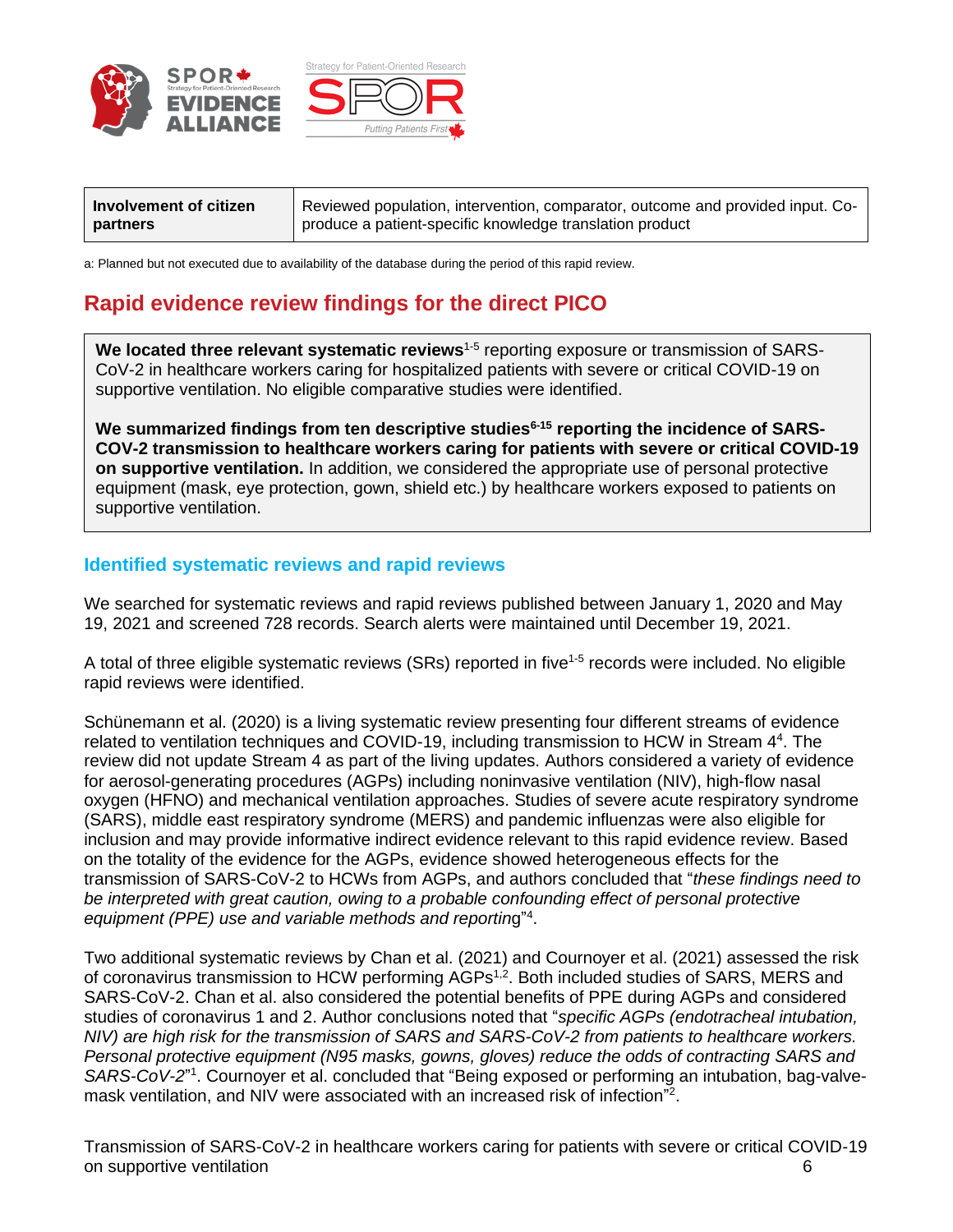| Involvement of citizen partners | Reviewed population, intervention, comparator, outcome and provided input. Co-produce a patient-specific knowledge translation product |
|---|---|

a: Planned but not executed due to availability of the database during the period of this rapid review.

## Rapid evidence review findings for the direct PICO

**We located three relevant systematic reviews**[1-5] reporting exposure or transmission of SARS-CoV-2 in healthcare workers caring for hospitalized patients with severe or critical COVID-19 on supportive ventilation. No eligible comparative studies were identified.

**We summarized findings from ten descriptive studies[6-15] reporting the incidence of SARS-COV-2 transmission to healthcare workers caring for patients with severe or critical COVID-19 on supportive ventilation.** In addition, we considered the appropriate use of personal protective equipment (mask, eye protection, gown, shield etc.) by healthcare workers exposed to patients on supportive ventilation.

### Identified systematic reviews and rapid reviews

We searched for systematic reviews and rapid reviews published between January 1, 2020 and May 19, 2021 and screened 728 records. Search alerts were maintained until December 19, 2021.

A total of three eligible systematic reviews (SRs) reported in five[1-5] records were included. No eligible rapid reviews were identified.

Schünemann et al. (2020) is a living systematic review presenting four different streams of evidence related to ventilation techniques and COVID-19, including transmission to HCW in Stream 4[4]. The review did not update Stream 4 as part of the living updates. Authors considered a variety of evidence for aerosol-generating procedures (AGPs) including noninvasive ventilation (NIV), high-flow nasal oxygen (HFNO) and mechanical ventilation approaches. Studies of severe acute respiratory syndrome (SARS), middle east respiratory syndrome (MERS) and pandemic influenzas were also eligible for inclusion and may provide informative indirect evidence relevant to this rapid evidence review. Based on the totality of the evidence for the AGPs, evidence showed heterogeneous effects for the transmission of SARS-CoV-2 to HCWs from AGPs, and authors concluded that "*these findings need to be interpreted with great caution, owing to a probable confounding effect of personal protective equipment (PPE) use and variable methods and reporting*"[4].

Two additional systematic reviews by Chan et al. (2021) and Cournoyer et al. (2021) assessed the risk of coronavirus transmission to HCW performing AGPs[1,2]. Both included studies of SARS, MERS and SARS-CoV-2. Chan et al. also considered the potential benefits of PPE during AGPs and considered studies of coronavirus 1 and 2. Author conclusions noted that "*specific AGPs (endotracheal intubation, NIV) are high risk for the transmission of SARS and SARS-CoV-2 from patients to healthcare workers. Personal protective equipment (N95 masks, gowns, gloves) reduce the odds of contracting SARS and SARS-CoV-2*"[1]. Cournoyer et al. concluded that "Being exposed or performing an intubation, bag-valve-mask ventilation, and NIV were associated with an increased risk of infection"[2].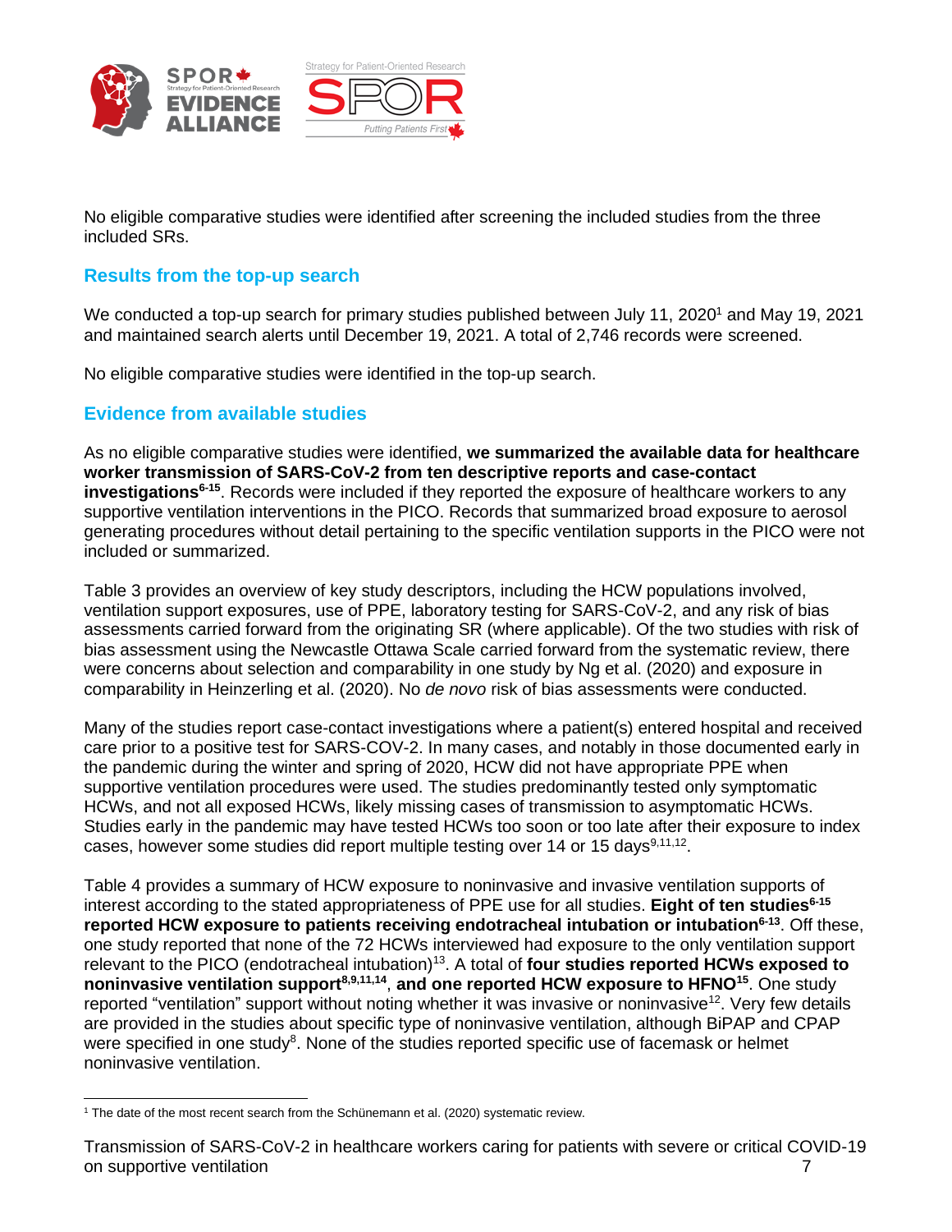No eligible comparative studies were identified after screening the included studies from the three included SRs.

## Results from the top-up search

We conducted a top-up search for primary studies published between July 11, 2020[1] and May 19, 2021 and maintained search alerts until December 19, 2021. A total of 2,746 records were screened.

No eligible comparative studies were identified in the top-up search.

## Evidence from available studies

As no eligible comparative studies were identified, **we summarized the available data for healthcare worker transmission of SARS-CoV-2 from ten descriptive reports and case-contact investigations[6-15]**. Records were included if they reported the exposure of healthcare workers to any supportive ventilation interventions in the PICO. Records that summarized broad exposure to aerosol generating procedures without detail pertaining to the specific ventilation supports in the PICO were not included or summarized.

Table 3 provides an overview of key study descriptors, including the HCW populations involved, ventilation support exposures, use of PPE, laboratory testing for SARS-CoV-2, and any risk of bias assessments carried forward from the originating SR (where applicable). Of the two studies with risk of bias assessment using the Newcastle Ottawa Scale carried forward from the systematic review, there were concerns about selection and comparability in one study by Ng et al. (2020) and exposure in comparability in Heinzerling et al. (2020). No *de novo* risk of bias assessments were conducted.

Many of the studies report case-contact investigations where a patient(s) entered hospital and received care prior to a positive test for SARS-COV-2. In many cases, and notably in those documented early in the pandemic during the winter and spring of 2020, HCW did not have appropriate PPE when supportive ventilation procedures were used. The studies predominantly tested only symptomatic HCWs, and not all exposed HCWs, likely missing cases of transmission to asymptomatic HCWs. Studies early in the pandemic may have tested HCWs too soon or too late after their exposure to index cases, however some studies did report multiple testing over 14 or 15 days[9,11,12].

Table 4 provides a summary of HCW exposure to noninvasive and invasive ventilation supports of interest according to the stated appropriateness of PPE use for all studies. **Eight of ten studies[6-15] reported HCW exposure to patients receiving endotracheal intubation or intubation[6-13]**. Off these, one study reported that none of the 72 HCWs interviewed had exposure to the only ventilation support relevant to the PICO (endotracheal intubation)[13]. A total of **four studies reported HCWs exposed to noninvasive ventilation support[8,9,11,14]**, **and one reported HCW exposure to HFNO[15]**. One study reported "ventilation" support without noting whether it was invasive or noninvasive[12]. Very few details are provided in the studies about specific type of noninvasive ventilation, although BiPAP and CPAP were specified in one study[8]. None of the studies reported specific use of facemask or helmet noninvasive ventilation.

---

[1] The date of the most recent search from the Schünemann et al. (2020) systematic review.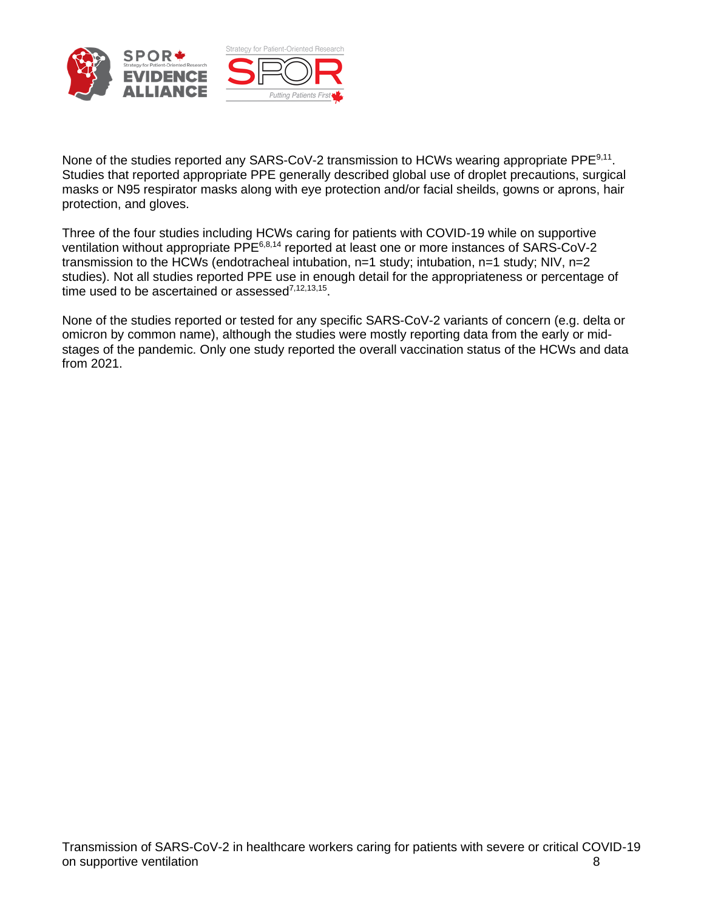None of the studies reported any SARS-CoV-2 transmission to HCWs wearing appropriate PPE[9,11]. Studies that reported appropriate PPE generally described global use of droplet precautions, surgical masks or N95 respirator masks along with eye protection and/or facial sheilds, gowns or aprons, hair protection, and gloves.

Three of the four studies including HCWs caring for patients with COVID-19 while on supportive ventilation without appropriate PPE[6,8,14] reported at least one or more instances of SARS-CoV-2 transmission to the HCWs (endotracheal intubation, n=1 study; intubation, n=1 study; NIV, n=2 studies). Not all studies reported PPE use in enough detail for the appropriateness or percentage of time used to be ascertained or assessed[7,12,13,15].

None of the studies reported or tested for any specific SARS-CoV-2 variants of concern (e.g. delta or omicron by common name), although the studies were mostly reporting data from the early or mid-stages of the pandemic. Only one study reported the overall vaccination status of the HCWs and data from 2021.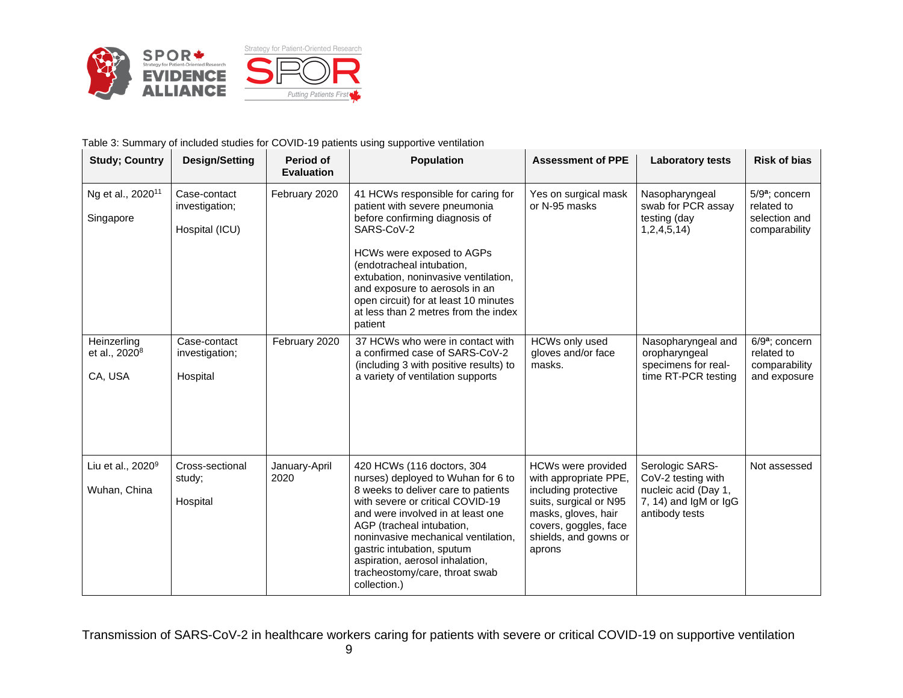Table 3: Summary of included studies for COVID-19 patients using supportive ventilation

| Study; Country | Design/Setting | Period of Evaluation | Population | Assessment of PPE | Laboratory tests | Risk of bias |
|---|---|---|---|---|---|---|
| Ng et al., 2020[11]<br><br>Singapore | Case-contact investigation;<br><br>Hospital (ICU) | February 2020 | 41 HCWs responsible for caring for patient with severe pneumonia before confirming diagnosis of SARS-CoV-2<br><br>HCWs were exposed to AGPs (endotracheal intubation, extubation, noninvasive ventilation, and exposure to aerosols in an open circuit) for at least 10 minutes at less than 2 metres from the index patient | Yes on surgical mask or N-95 masks | Nasopharyngeal swab for PCR assay testing (day 1,2,4,5,14) | 5/9[a]; concern related to selection and comparability |
| Heinzerling et al., 2020[8]<br><br>CA, USA | Case-contact investigation;<br><br>Hospital | February 2020 | 37 HCWs who were in contact with a confirmed case of SARS-CoV-2 (including 3 with positive results) to a variety of ventilation supports | HCWs only used gloves and/or face masks. | Nasopharyngeal and oropharyngeal specimens for real-time RT-PCR testing | 6/9[a]; concern related to comparability and exposure |
| Liu et al., 2020[9]<br><br>Wuhan, China | Cross-sectional study;<br><br>Hospital | January-April 2020 | 420 HCWs (116 doctors, 304 nurses) deployed to Wuhan for 6 to 8 weeks to deliver care to patients with severe or critical COVID-19 and were involved in at least one AGP (tracheal intubation, noninvasive mechanical ventilation, gastric intubation, sputum aspiration, aerosol inhalation, tracheostomy/care, throat swab collection.) | HCWs were provided with appropriate PPE, including protective suits, surgical or N95 masks, gloves, hair covers, goggles, face shields, and gowns or aprons | Serologic SARS-CoV-2 testing with nucleic acid (Day 1, 7, 14) and IgM or IgG antibody tests | Not assessed |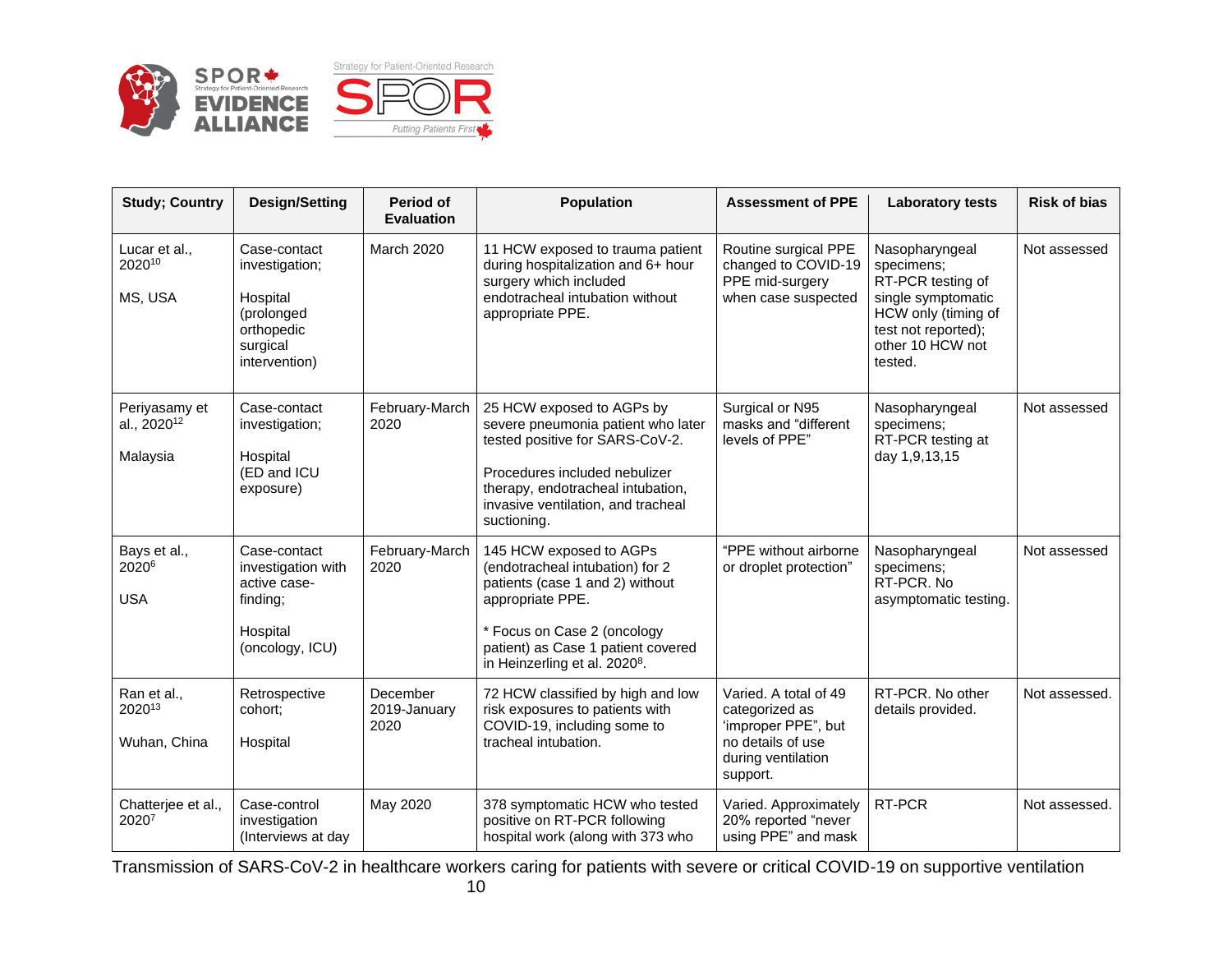| Study; Country | Design/Setting | Period of Evaluation | Population | Assessment of PPE | Laboratory tests | Risk of bias |
|---|---|---|---|---|---|---|
| Lucar et al., 2020[10]<br><br>MS, USA | Case-contact investigation;<br><br>Hospital (prolonged orthopedic surgical intervention) | March 2020 | 11 HCW exposed to trauma patient during hospitalization and 6+ hour surgery which included endotracheal intubation without appropriate PPE. | Routine surgical PPE changed to COVID-19 PPE mid-surgery when case suspected | Nasopharyngeal specimens; RT-PCR testing of single symptomatic HCW only (timing of test not reported); other 10 HCW not tested. | Not assessed |
| Periyasamy et al., 2020[12]<br><br>Malaysia | Case-contact investigation;<br><br>Hospital (ED and ICU exposure) | February-March 2020 | 25 HCW exposed to AGPs by severe pneumonia patient who later tested positive for SARS-CoV-2.<br><br>Procedures included nebulizer therapy, endotracheal intubation, invasive ventilation, and tracheal suctioning. | Surgical or N95 masks and "different levels of PPE" | Nasopharyngeal specimens; RT-PCR testing at day 1,9,13,15 | Not assessed |
| Bays et al., 2020[6]<br><br>USA | Case-contact investigation with active case-finding;<br><br>Hospital (oncology, ICU) | February-March 2020 | 145 HCW exposed to AGPs (endotracheal intubation) for 2 patients (case 1 and 2) without appropriate PPE.<br><br>* Focus on Case 2 (oncology patient) as Case 1 patient covered in Heinzerling et al. 2020[8]. | "PPE without airborne or droplet protection" | Nasopharyngeal specimens; RT-PCR. No asymptomatic testing. | Not assessed |
| Ran et al., 2020[13]<br><br>Wuhan, China | Retrospective cohort;<br><br>Hospital | December 2019-January 2020 | 72 HCW classified by high and low risk exposures to patients with COVID-19, including some to tracheal intubation. | Varied. A total of 49 categorized as 'improper PPE", but no details of use during ventilation support. | RT-PCR. No other details provided. | Not assessed. |
| Chatterjee et al., 2020[7] | Case-control investigation (Interviews at day | May 2020 | 378 symptomatic HCW who tested positive on RT-PCR following hospital work (along with 373 who | Varied. Approximately 20% reported "never using PPE" and mask | RT-PCR | Not assessed. |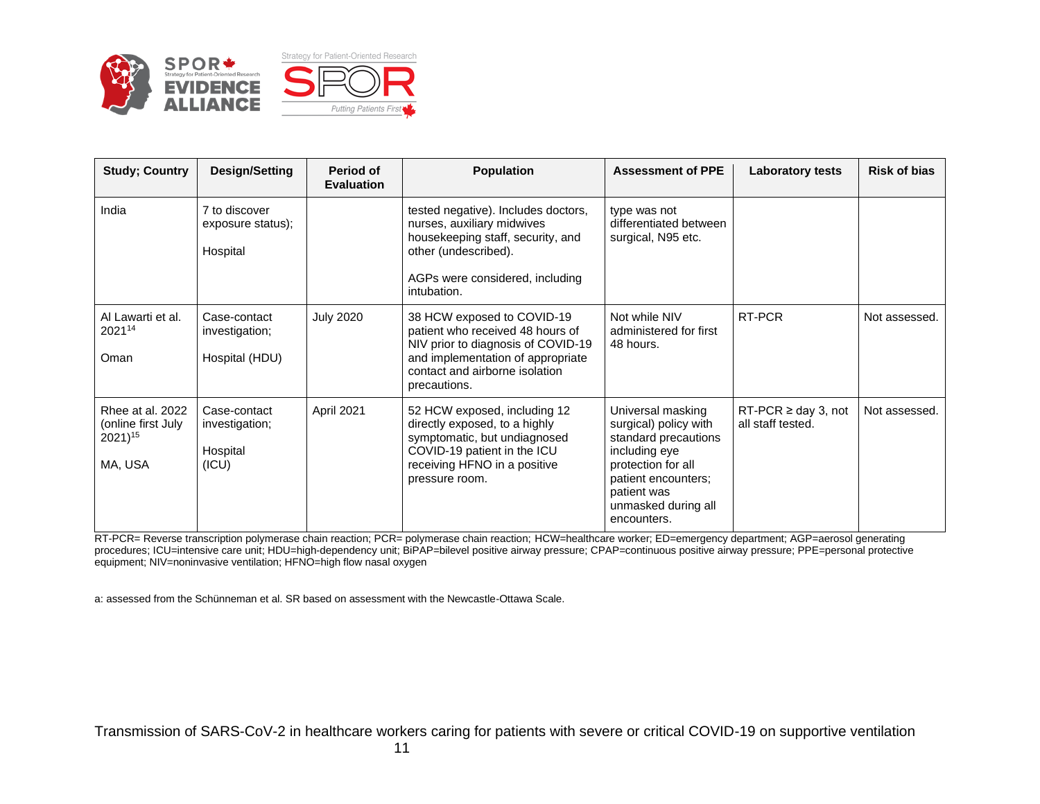| Study; Country | Design/Setting | Period of Evaluation | Population | Assessment of PPE | Laboratory tests | Risk of bias |
|---|---|---|---|---|---|---|
| India | 7 to discover exposure status); <br><br>Hospital | | tested negative). Includes doctors, nurses, auxiliary midwives housekeeping staff, security, and other (undescribed).<br><br>AGPs were considered, including intubation. | type was not differentiated between surgical, N95 etc. | | |
| Al Lawarti et al. 2021[14]<br><br>Oman | Case-contact investigation;<br><br>Hospital (HDU) | July 2020 | 38 HCW exposed to COVID-19 patient who received 48 hours of NIV prior to diagnosis of COVID-19 and implementation of appropriate contact and airborne isolation precautions. | Not while NIV administered for first 48 hours. | RT-PCR | Not assessed. |
| Rhee at al. 2022 (online first July 2021)[15]<br><br>MA, USA | Case-contact investigation;<br><br>Hospital (ICU) | April 2021 | 52 HCW exposed, including 12 directly exposed, to a highly symptomatic, but undiagnosed COVID-19 patient in the ICU receiving HFNO in a positive pressure room. | Universal masking surgical) policy with standard precautions including eye protection for all patient encounters; patient was unmasked during all encounters. | RT-PCR ≥ day 3, not all staff tested. | Not assessed. |

RT-PCR= Reverse transcription polymerase chain reaction; PCR= polymerase chain reaction; HCW=healthcare worker; ED=emergency department; AGP=aerosol generating procedures; ICU=intensive care unit; HDU=high-dependency unit; BiPAP=bilevel positive airway pressure; CPAP=continuous positive airway pressure; PPE=personal protective equipment; NIV=noninvasive ventilation; HFNO=high flow nasal oxygen

a: assessed from the Schünneman et al. SR based on assessment with the Newcastle-Ottawa Scale.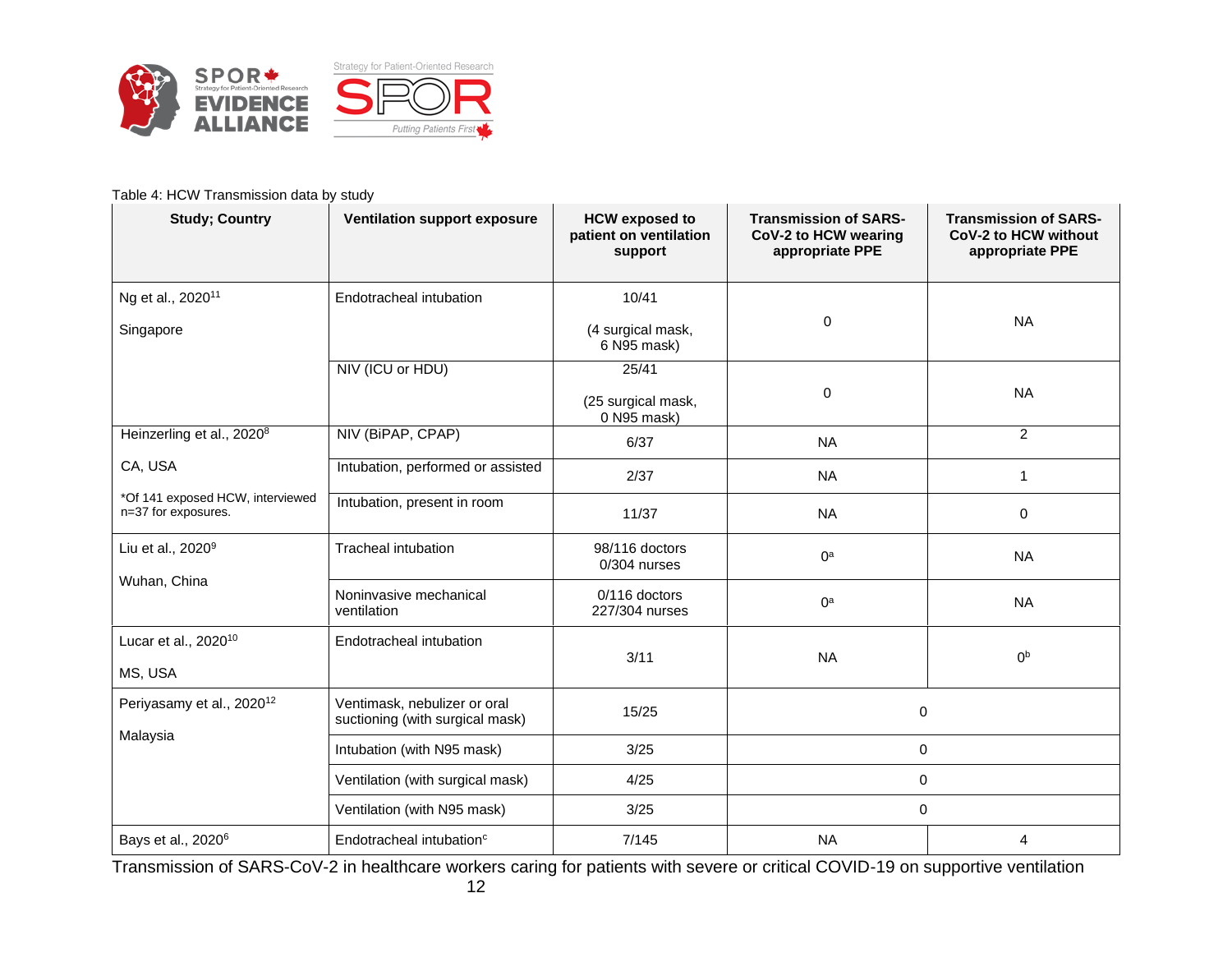Table 4: HCW Transmission data by study

| Study; Country | Ventilation support exposure | HCW exposed to patient on ventilation support | Transmission of SARS-CoV-2 to HCW wearing appropriate PPE | Transmission of SARS-CoV-2 to HCW without appropriate PPE |
|---|---|---|---|---|
| Ng et al., 2020[11] Singapore | Endotracheal intubation | 10/41 (4 surgical mask, 6 N95 mask) | 0 | NA |
| | NIV (ICU or HDU) | 25/41 (25 surgical mask, 0 N95 mask) | 0 | NA |
| Heinzerling et al., 2020[8] CA, USA *Of 141 exposed HCW, interviewed n=37 for exposures. | NIV (BiPAP, CPAP) | 6/37 | NA | 2 |
| | Intubation, performed or assisted | 2/37 | NA | 1 |
| | Intubation, present in room | 11/37 | NA | 0 |
| Liu et al., 2020[9] Wuhan, China | Tracheal intubation | 98/116 doctors 0/304 nurses | 0[a] | NA |
| | Noninvasive mechanical ventilation | 0/116 doctors 227/304 nurses | 0[a] | NA |
| Lucar et al., 2020[10] MS, USA | Endotracheal intubation | 3/11 | NA | 0[b] |
| Periyasamy et al., 2020[12] Malaysia | Ventimask, nebulizer or oral suctioning (with surgical mask) | 15/25 | 0 | |
| | Intubation (with N95 mask) | 3/25 | 0 | |
| | Ventilation (with surgical mask) | 4/25 | 0 | |
| | Ventilation (with N95 mask) | 3/25 | 0 | |
| Bays et al., 2020[6] | Endotracheal intubation[c] | 7/145 | NA | 4 |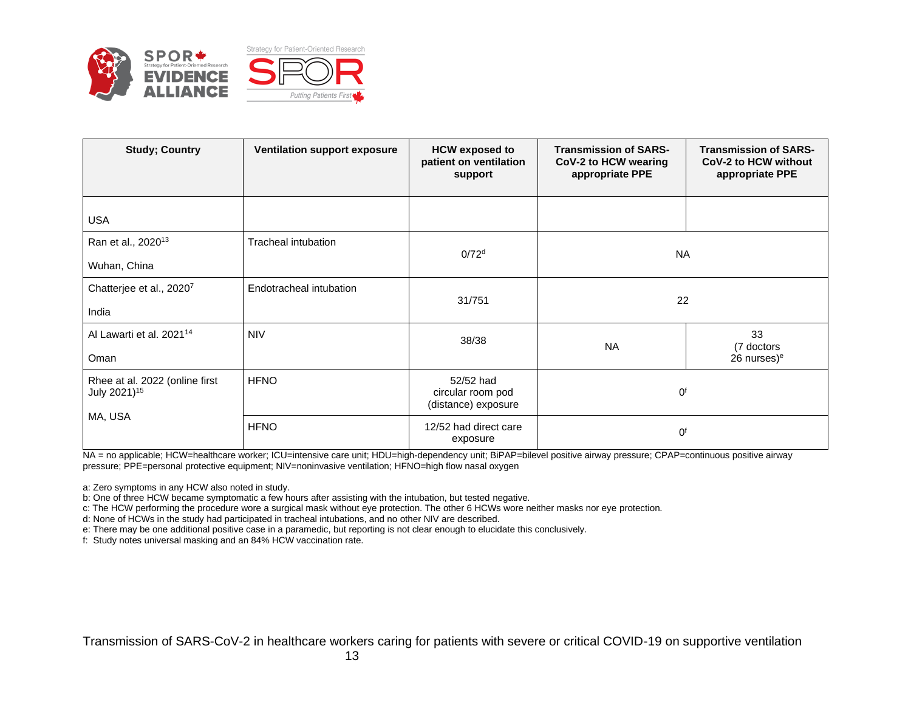| Study; Country | Ventilation support exposure | HCW exposed to patient on ventilation support | Transmission of SARS-CoV-2 to HCW wearing appropriate PPE | Transmission of SARS-CoV-2 to HCW without appropriate PPE |
|---|---|---|---|---|
| USA | | | | |
| Ran et al., 2020[13]<br><br>Wuhan, China | Tracheal intubation | 0/72[d] | NA | |
| Chatterjee et al., 2020[7]<br><br>India | Endotracheal intubation | 31/751 | 22 | |
| Al Lawarti et al. 2021[14]<br><br>Oman | NIV | 38/38 | NA | 33<br>(7 doctors<br>26 nurses)[e] |
| Rhee at al. 2022 (online first July 2021)[15]<br><br>MA, USA | HFNO | 52/52 had circular room pod (distance) exposure | 0[f] | |
| | HFNO | 12/52 had direct care exposure | 0[f] | |

NA = no applicable; HCW=healthcare worker; ICU=intensive care unit; HDU=high-dependency unit; BiPAP=bilevel positive airway pressure; CPAP=continuous positive airway pressure; PPE=personal protective equipment; NIV=noninvasive ventilation; HFNO=high flow nasal oxygen

a: Zero symptoms in any HCW also noted in study.
b: One of three HCW became symptomatic a few hours after assisting with the intubation, but tested negative.
c: The HCW performing the procedure wore a surgical mask without eye protection. The other 6 HCWs wore neither masks nor eye protection.
d: None of HCWs in the study had participated in tracheal intubations, and no other NIV are described.
e: There may be one additional positive case in a paramedic, but reporting is not clear enough to elucidate this conclusively.
f: Study notes universal masking and an 84% HCW vaccination rate.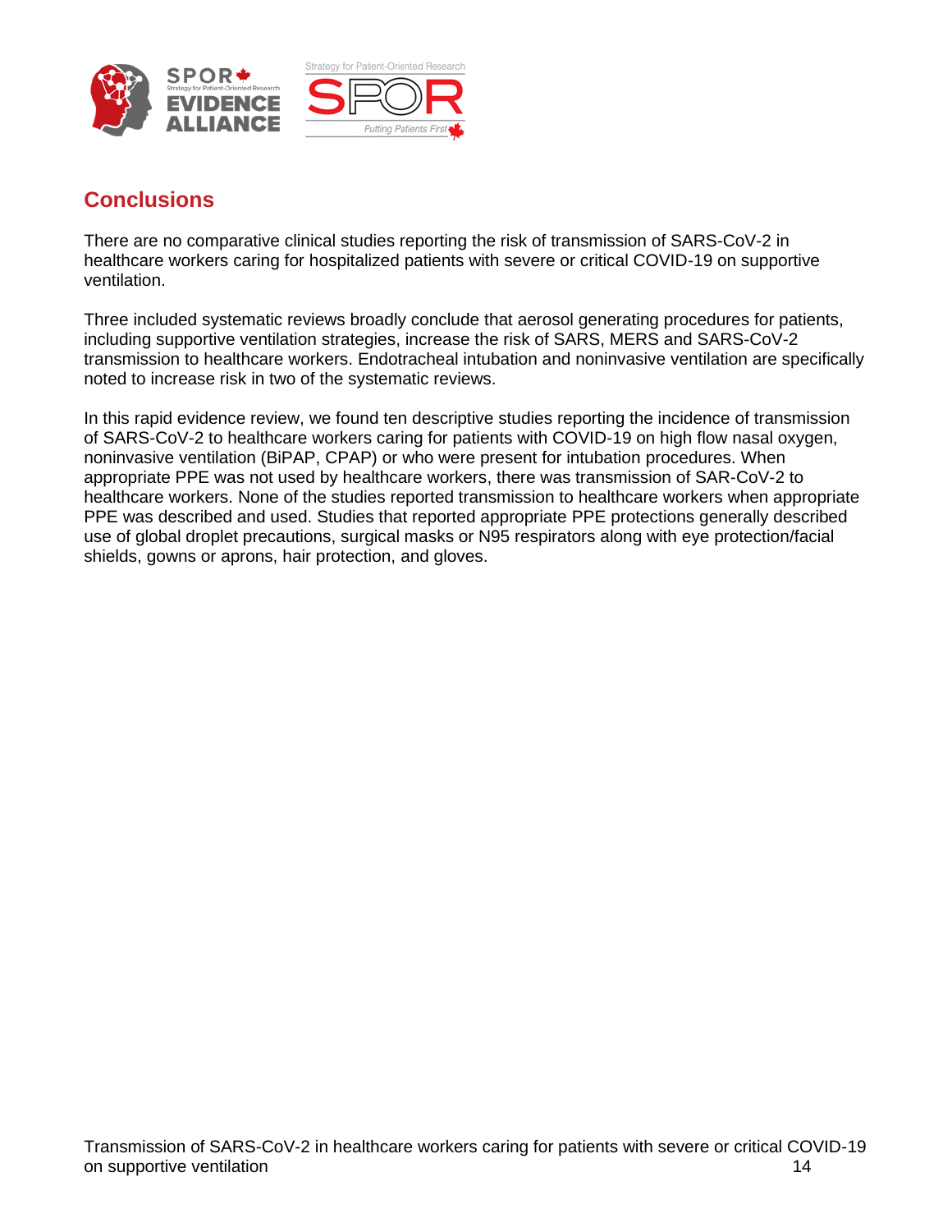## Conclusions

There are no comparative clinical studies reporting the risk of transmission of SARS-CoV-2 in healthcare workers caring for hospitalized patients with severe or critical COVID-19 on supportive ventilation.

Three included systematic reviews broadly conclude that aerosol generating procedures for patients, including supportive ventilation strategies, increase the risk of SARS, MERS and SARS-CoV-2 transmission to healthcare workers. Endotracheal intubation and noninvasive ventilation are specifically noted to increase risk in two of the systematic reviews.

In this rapid evidence review, we found ten descriptive studies reporting the incidence of transmission of SARS-CoV-2 to healthcare workers caring for patients with COVID-19 on high flow nasal oxygen, noninvasive ventilation (BiPAP, CPAP) or who were present for intubation procedures. When appropriate PPE was not used by healthcare workers, there was transmission of SAR-CoV-2 to healthcare workers. None of the studies reported transmission to healthcare workers when appropriate PPE was described and used. Studies that reported appropriate PPE protections generally described use of global droplet precautions, surgical masks or N95 respirators along with eye protection/facial shields, gowns or aprons, hair protection, and gloves.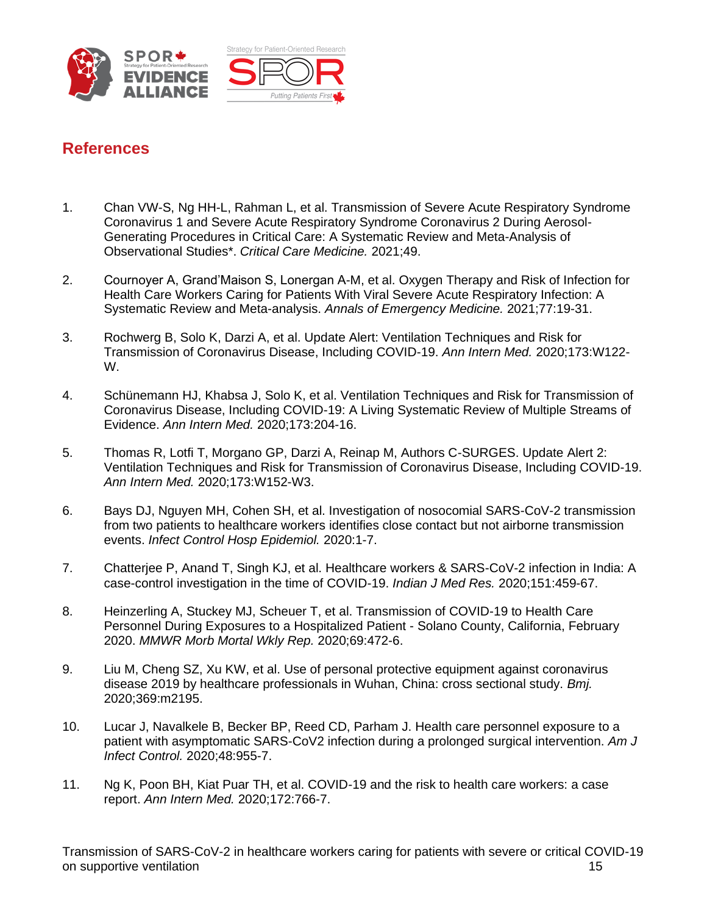## References

1. Chan VW-S, Ng HH-L, Rahman L, et al. Transmission of Severe Acute Respiratory Syndrome Coronavirus 1 and Severe Acute Respiratory Syndrome Coronavirus 2 During Aerosol-Generating Procedures in Critical Care: A Systematic Review and Meta-Analysis of Observational Studies*. *Critical Care Medicine.* 2021;49.

2. Cournoyer A, Grand'Maison S, Lonergan A-M, et al. Oxygen Therapy and Risk of Infection for Health Care Workers Caring for Patients With Viral Severe Acute Respiratory Infection: A Systematic Review and Meta-analysis. *Annals of Emergency Medicine.* 2021;77:19-31.

3. Rochwerg B, Solo K, Darzi A, et al. Update Alert: Ventilation Techniques and Risk for Transmission of Coronavirus Disease, Including COVID-19. *Ann Intern Med.* 2020;173:W122-W.

4. Schünemann HJ, Khabsa J, Solo K, et al. Ventilation Techniques and Risk for Transmission of Coronavirus Disease, Including COVID-19: A Living Systematic Review of Multiple Streams of Evidence. *Ann Intern Med.* 2020;173:204-16.

5. Thomas R, Lotfi T, Morgano GP, Darzi A, Reinap M, Authors C-SURGES. Update Alert 2: Ventilation Techniques and Risk for Transmission of Coronavirus Disease, Including COVID-19. *Ann Intern Med.* 2020;173:W152-W3.

6. Bays DJ, Nguyen MH, Cohen SH, et al. Investigation of nosocomial SARS-CoV-2 transmission from two patients to healthcare workers identifies close contact but not airborne transmission events. *Infect Control Hosp Epidemiol.* 2020:1-7.

7. Chatterjee P, Anand T, Singh KJ, et al. Healthcare workers & SARS-CoV-2 infection in India: A case-control investigation in the time of COVID-19. *Indian J Med Res.* 2020;151:459-67.

8. Heinzerling A, Stuckey MJ, Scheuer T, et al. Transmission of COVID-19 to Health Care Personnel During Exposures to a Hospitalized Patient - Solano County, California, February 2020. *MMWR Morb Mortal Wkly Rep.* 2020;69:472-6.

9. Liu M, Cheng SZ, Xu KW, et al. Use of personal protective equipment against coronavirus disease 2019 by healthcare professionals in Wuhan, China: cross sectional study. *Bmj.* 2020;369:m2195.

10. Lucar J, Navalkele B, Becker BP, Reed CD, Parham J. Health care personnel exposure to a patient with asymptomatic SARS-CoV2 infection during a prolonged surgical intervention. *Am J Infect Control.* 2020;48:955-7.

11. Ng K, Poon BH, Kiat Puar TH, et al. COVID-19 and the risk to health care workers: a case report. *Ann Intern Med.* 2020;172:766-7.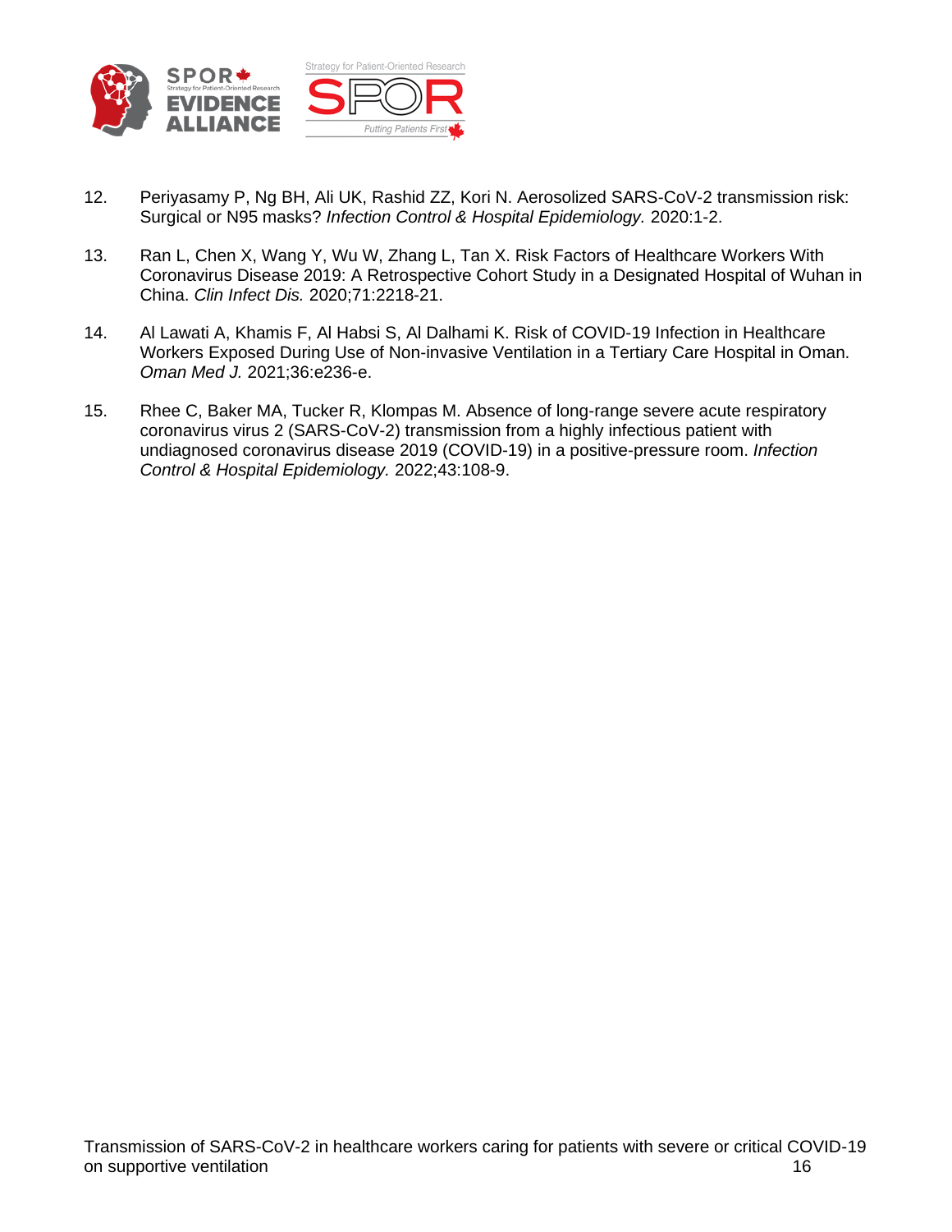12. Periyasamy P, Ng BH, Ali UK, Rashid ZZ, Kori N. Aerosolized SARS-CoV-2 transmission risk: Surgical or N95 masks? *Infection Control & Hospital Epidemiology.* 2020:1-2.

13. Ran L, Chen X, Wang Y, Wu W, Zhang L, Tan X. Risk Factors of Healthcare Workers With Coronavirus Disease 2019: A Retrospective Cohort Study in a Designated Hospital of Wuhan in China. *Clin Infect Dis.* 2020;71:2218-21.

14. Al Lawati A, Khamis F, Al Habsi S, Al Dalhami K. Risk of COVID-19 Infection in Healthcare Workers Exposed During Use of Non-invasive Ventilation in a Tertiary Care Hospital in Oman. *Oman Med J.* 2021;36:e236-e.

15. Rhee C, Baker MA, Tucker R, Klompas M. Absence of long-range severe acute respiratory coronavirus virus 2 (SARS-CoV-2) transmission from a highly infectious patient with undiagnosed coronavirus disease 2019 (COVID-19) in a positive-pressure room. *Infection Control & Hospital Epidemiology.* 2022;43:108-9.